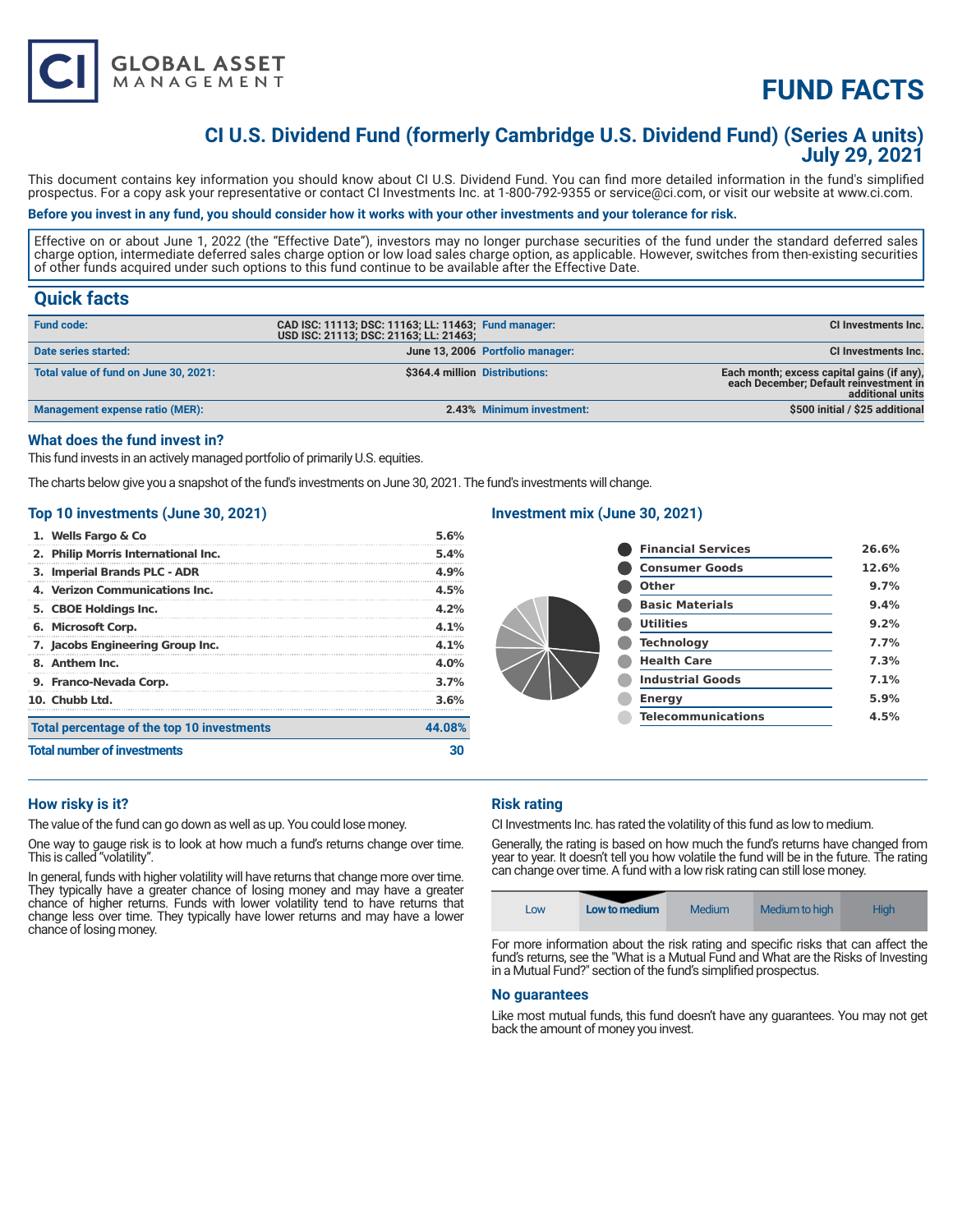CI GLOBAL ASSET MANAGEMENT

# FUND FACTS

## CI U.S. Dividend Fund (formerly Cambridge U.S. Dividend Fund) (Series A units)
## July 29, 2021

This document contains key information you should know about CI U.S. Dividend Fund. You can find more detailed information in the fund's simplified prospectus. For a copy ask your representative or contact CI Investments Inc. at 1-800-792-9355 or service@ci.com, or visit our website at www.ci.com.

**Before you invest in any fund, you should consider how it works with your other investments and your tolerance for risk.**

Effective on or about June 1, 2022 (the "Effective Date"), investors may no longer purchase securities of the fund under the standard deferred sales charge option, intermediate deferred sales charge option or low load sales charge option, as applicable. However, switches from then-existing securities of other funds acquired under such options to this fund continue to be available after the Effective Date.

## Quick facts

| | | | |
|---|---|---|---|
| **Fund code:** | CAD ISC: 11113; DSC: 11163; LL: 11463; USD ISC: 21113; DSC: 21163; LL: 21463; | **Fund manager:** | CI Investments Inc. |
| **Date series started:** | June 13, 2006 | **Portfolio manager:** | CI Investments Inc. |
| **Total value of fund on June 30, 2021:** | $364.4 million | **Distributions:** | Each month; excess capital gains (if any), each December; Default reinvestment in additional units |
| **Management expense ratio (MER):** | 2.43% | **Minimum investment:** | $500 initial / $25 additional |

### What does the fund invest in?

This fund invests in an actively managed portfolio of primarily U.S. equities.

The charts below give you a snapshot of the fund's investments on June 30, 2021. The fund's investments will change.

### Top 10 investments (June 30, 2021)

| Investment | % |
|---|---|
| 1. Wells Fargo & Co | 5.6% |
| 2. Philip Morris International Inc. | 5.4% |
| 3. Imperial Brands PLC - ADR | 4.9% |
| 4. Verizon Communications Inc. | 4.5% |
| 5. CBOE Holdings Inc. | 4.2% |
| 6. Microsoft Corp. | 4.1% |
| 7. Jacobs Engineering Group Inc. | 4.1% |
| 8. Anthem Inc. | 4.0% |
| 9. Franco-Nevada Corp. | 3.7% |
| 10. Chubb Ltd. | 3.6% |
| **Total percentage of the top 10 investments** | **44.08%** |
| **Total number of investments** | **30** |

### Investment mix (June 30, 2021)

| Sector | % |
|---|---|
| Financial Services | 26.6% |
| Consumer Goods | 12.6% |
| Other | 9.7% |
| Basic Materials | 9.4% |
| Utilities | 9.2% |
| Technology | 7.7% |
| Health Care | 7.3% |
| Industrial Goods | 7.1% |
| Energy | 5.9% |
| Telecommunications | 4.5% |

### How risky is it?

The value of the fund can go down as well as up. You could lose money.

One way to gauge risk is to look at how much a fund's returns change over time. This is called "volatility".

In general, funds with higher volatility will have returns that change more over time. They typically have a greater chance of losing money and may have a greater chance of higher returns. Funds with lower volatility tend to have returns that change less over time. They typically have lower returns and may have a lower chance of losing money.

### Risk rating

CI Investments Inc. has rated the volatility of this fund as low to medium.

Generally, the rating is based on how much the fund's returns have changed from year to year. It doesn't tell you how volatile the fund will be in the future. The rating can change over time. A fund with a low risk rating can still lose money.

| Low | **Low to medium** | Medium | Medium to high | High |
|---|---|---|---|---|

For more information about the risk rating and specific risks that can affect the fund's returns, see the "What is a Mutual Fund and What are the Risks of Investing in a Mutual Fund?" section of the fund's simplified prospectus.

### No guarantees

Like most mutual funds, this fund doesn't have any guarantees. You may not get back the amount of money you invest.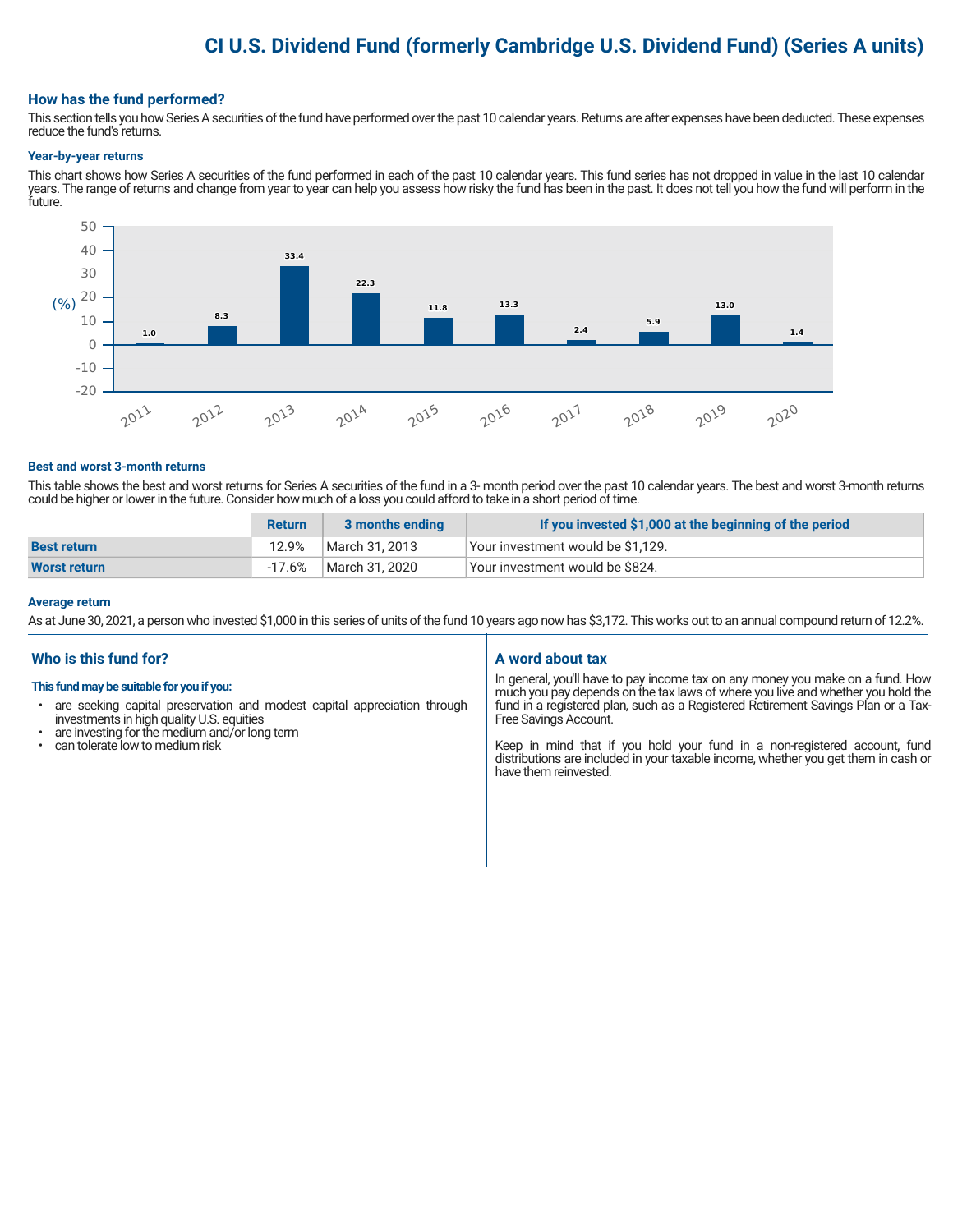# CI U.S. Dividend Fund (formerly Cambridge U.S. Dividend Fund) (Series A units)

## How has the fund performed?

This section tells you how Series A securities of the fund have performed over the past 10 calendar years. Returns are after expenses have been deducted. These expenses reduce the fund's returns.

### Year-by-year returns

This chart shows how Series A securities of the fund performed in each of the past 10 calendar years. This fund series has not dropped in value in the last 10 calendar years. The range of returns and change from year to year can help you assess how risky the fund has been in the past. It does not tell you how the fund will perform in the future.

| Year | (%) |
|---|---|
| 2011 | 1.0 |
| 2012 | 8.3 |
| 2013 | 33.4 |
| 2014 | 22.3 |
| 2015 | 11.8 |
| 2016 | 13.3 |
| 2017 | 2.4 |
| 2018 | 5.9 |
| 2019 | 13.0 |
| 2020 | 1.4 |

### Best and worst 3-month returns

This table shows the best and worst returns for Series A securities of the fund in a 3- month period over the past 10 calendar years. The best and worst 3-month returns could be higher or lower in the future. Consider how much of a loss you could afford to take in a short period of time.

| | Return | 3 months ending | If you invested $1,000 at the beginning of the period |
|---|---|---|---|
| **Best return** | 12.9% | March 31, 2013 | Your investment would be $1,129. |
| **Worst return** | -17.6% | March 31, 2020 | Your investment would be $824. |

### Average return

As at June 30, 2021, a person who invested $1,000 in this series of units of the fund 10 years ago now has $3,172. This works out to an annual compound return of 12.2%.

## Who is this fund for?

**This fund may be suitable for you if you:**

- are seeking capital preservation and modest capital appreciation through investments in high quality U.S. equities
- are investing for the medium and/or long term
- can tolerate low to medium risk

## A word about tax

In general, you'll have to pay income tax on any money you make on a fund. How much you pay depends on the tax laws of where you live and whether you hold the fund in a registered plan, such as a Registered Retirement Savings Plan or a Tax-Free Savings Account.

Keep in mind that if you hold your fund in a non-registered account, fund distributions are included in your taxable income, whether you get them in cash or have them reinvested.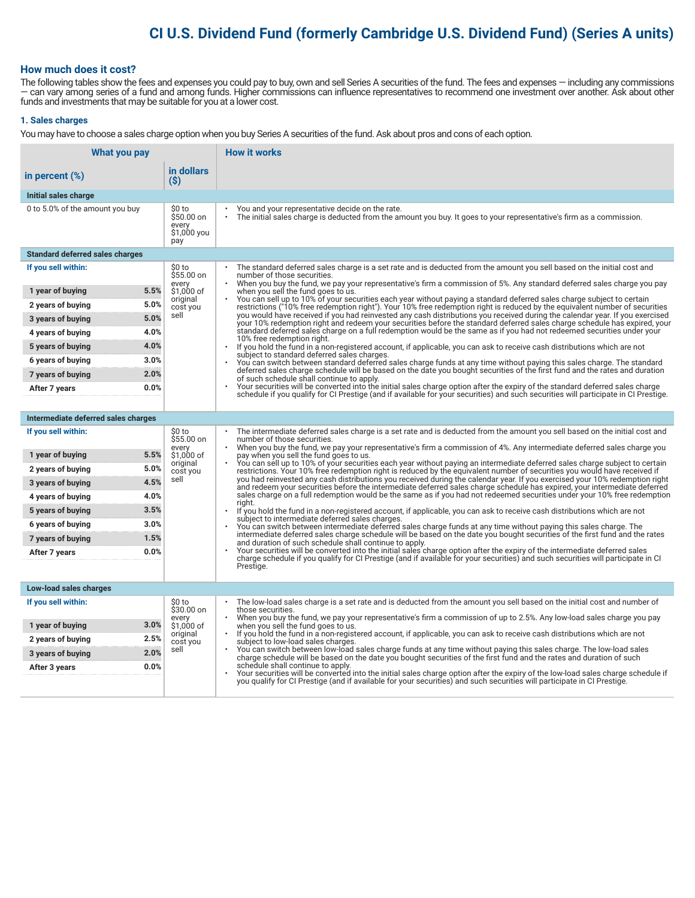# CI U.S. Dividend Fund (formerly Cambridge U.S. Dividend Fund) (Series A units)

## How much does it cost?

The following tables show the fees and expenses you could pay to buy, own and sell Series A securities of the fund. The fees and expenses — including any commissions — can vary among series of a fund and among funds. Higher commissions can influence representatives to recommend one investment over another. Ask about other funds and investments that may be suitable for you at a lower cost.

### 1. Sales charges

You may have to choose a sales charge option when you buy Series A securities of the fund. Ask about pros and cons of each option.

| What you pay | | | How it works |
|---|---|---|---|
| **in percent (%)** | | **in dollars ($)** | |
| **Initial sales charge** | | | |
| 0 to 5.0% of the amount you buy | | $0 to $50.00 on every $1,000 you pay | • You and your representative decide on the rate.<br>• The initial sales charge is deducted from the amount you buy. It goes to your representative's firm as a commission. |
| **Standard deferred sales charges** | | | |
| **If you sell within:** | | $0 to $55.00 on every $1,000 of original cost you sell | • The standard deferred sales charge is a set rate and is deducted from the amount you sell based on the initial cost and number of those securities.<br>• When you buy the fund, we pay your representative's firm a commission of 5%. Any standard deferred sales charge you pay when you sell the fund goes to us.<br>• You can sell up to 10% of your securities each year without paying a standard deferred sales charge subject to certain restrictions ("10% free redemption right"). Your 10% free redemption right is reduced by the equivalent number of securities you would have received if you had reinvested any cash distributions you received during the calendar year. If you exercised your 10% redemption right and redeem your securities before the standard deferred sales charge schedule has expired, your standard deferred sales charge on a full redemption would be the same as if you had not redeemed securities under your 10% free redemption right.<br>• If you hold the fund in a non-registered account, if applicable, you can ask to receive cash distributions which are not subject to standard deferred sales charges.<br>• You can switch between standard deferred sales charge funds at any time without paying this sales charge. The standard deferred sales charge schedule will be based on the date you bought securities of the first fund and the rates and duration of such schedule shall continue to apply.<br>• Your securities will be converted into the initial sales charge option after the expiry of the standard deferred sales charge schedule if you qualify for CI Prestige (and if available for your securities) and such securities will participate in CI Prestige. |
| **1 year of buying** | **5.5%** | | |
| **2 years of buying** | **5.0%** | | |
| **3 years of buying** | **5.0%** | | |
| **4 years of buying** | **4.0%** | | |
| **5 years of buying** | **4.0%** | | |
| **6 years of buying** | **3.0%** | | |
| **7 years of buying** | **2.0%** | | |
| **After 7 years** | **0.0%** | | |
| **Intermediate deferred sales charges** | | | |
| **If you sell within:** | | $0 to $55.00 on every $1,000 of original cost you sell | • The intermediate deferred sales charge is a set rate and is deducted from the amount you sell based on the initial cost and number of those securities.<br>• When you buy the fund, we pay your representative's firm a commission of 4%. Any intermediate deferred sales charge you pay when you sell the fund goes to us.<br>• You can sell up to 10% of your securities each year without paying an intermediate deferred sales charge subject to certain restrictions. Your 10% free redemption right is reduced by the equivalent number of securities you would have received if you had reinvested any cash distributions you received during the calendar year. If you exercised your 10% redemption right and redeem your securities before the intermediate deferred sales charge schedule has expired, your intermediate deferred sales charge on a full redemption would be the same as if you had not redeemed securities under your 10% free redemption right.<br>• If you hold the fund in a non-registered account, if applicable, you can ask to receive cash distributions which are not subject to intermediate deferred sales charges.<br>• You can switch between intermediate deferred sales charge funds at any time without paying this sales charge. The intermediate deferred sales charge schedule will be based on the date you bought securities of the first fund and the rates and duration of such schedule shall continue to apply.<br>• Your securities will be converted into the initial sales charge option after the expiry of the intermediate deferred sales charge schedule if you qualify for CI Prestige (and if available for your securities) and such securities will participate in CI Prestige. |
| **1 year of buying** | **5.5%** | | |
| **2 years of buying** | **5.0%** | | |
| **3 years of buying** | **4.5%** | | |
| **4 years of buying** | **4.0%** | | |
| **5 years of buying** | **3.5%** | | |
| **6 years of buying** | **3.0%** | | |
| **7 years of buying** | **1.5%** | | |
| **After 7 years** | **0.0%** | | |
| **Low-load sales charges** | | | |
| **If you sell within:** | | $0 to $30.00 on every $1,000 of original cost you sell | • The low-load sales charge is a set rate and is deducted from the amount you sell based on the initial cost and number of those securities.<br>• When you buy the fund, we pay your representative's firm a commission of up to 2.5%. Any low-load sales charge you pay when you sell the fund goes to us.<br>• If you hold the fund in a non-registered account, if applicable, you can ask to receive cash distributions which are not subject to low-load sales charges.<br>• You can switch between low-load sales charge funds at any time without paying this sales charge. The low-load sales charge schedule will be based on the date you bought securities of the first fund and the rates and duration of such schedule shall continue to apply.<br>• Your securities will be converted into the initial sales charge option after the expiry of the low-load sales charge schedule if you qualify for CI Prestige (and if available for your securities) and such securities will participate in CI Prestige. |
| **1 year of buying** | **3.0%** | | |
| **2 years of buying** | **2.5%** | | |
| **3 years of buying** | **2.0%** | | |
| **After 3 years** | **0.0%** | | |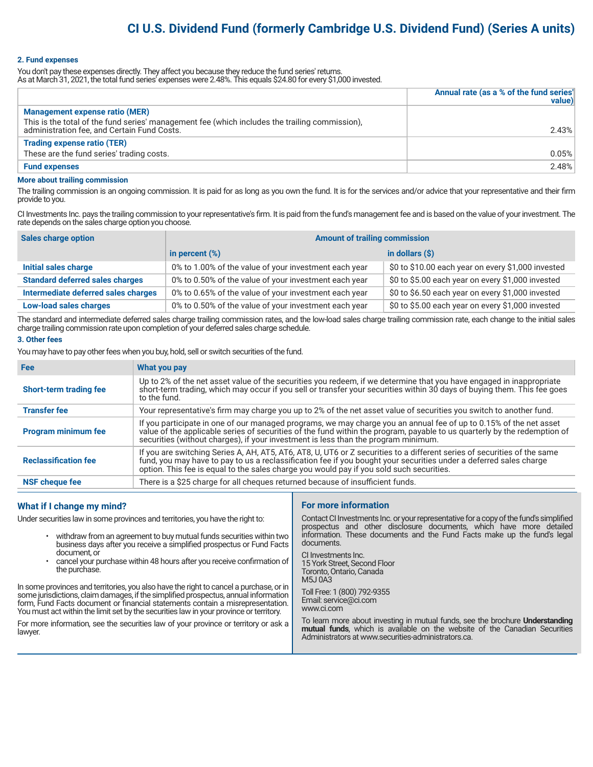# CI U.S. Dividend Fund (formerly Cambridge U.S. Dividend Fund) (Series A units)

### 2. Fund expenses

You don't pay these expenses directly. They affect you because they reduce the fund series' returns.
As at March 31, 2021, the total fund series' expenses were 2.48%. This equals $24.80 for every $1,000 invested.

| | Annual rate (as a % of the fund series' value) |
|---|---|
| **Management expense ratio (MER)**<br>This is the total of the fund series' management fee (which includes the trailing commission), administration fee, and Certain Fund Costs. | 2.43% |
| **Trading expense ratio (TER)**<br>These are the fund series' trading costs. | 0.05% |
| **Fund expenses** | 2.48% |

#### More about trailing commission

The trailing commission is an ongoing commission. It is paid for as long as you own the fund. It is for the services and/or advice that your representative and their firm provide to you.

CI Investments Inc. pays the trailing commission to your representative's firm. It is paid from the fund's management fee and is based on the value of your investment. The rate depends on the sales charge option you choose.

| Sales charge option | Amount of trailing commission | |
|---|---|---|
| | in percent (%) | in dollars ($) |
| Initial sales charge | 0% to 1.00% of the value of your investment each year | $0 to $10.00 each year on every $1,000 invested |
| Standard deferred sales charges | 0% to 0.50% of the value of your investment each year | $0 to $5.00 each year on every $1,000 invested |
| Intermediate deferred sales charges | 0% to 0.65% of the value of your investment each year | $0 to $6.50 each year on every $1,000 invested |
| Low-load sales charges | 0% to 0.50% of the value of your investment each year | $0 to $5.00 each year on every $1,000 invested |

The standard and intermediate deferred sales charge trailing commission rates, and the low-load sales charge trailing commission rate, each change to the initial sales charge trailing commission rate upon completion of your deferred sales charge schedule.

### 3. Other fees

You may have to pay other fees when you buy, hold, sell or switch securities of the fund.

| Fee | What you pay |
|---|---|
| Short-term trading fee | Up to 2% of the net asset value of the securities you redeem, if we determine that you have engaged in inappropriate short-term trading, which may occur if you sell or transfer your securities within 30 days of buying them. This fee goes to the fund. |
| Transfer fee | Your representative's firm may charge you up to 2% of the net asset value of securities you switch to another fund. |
| Program minimum fee | If you participate in one of our managed programs, we may charge you an annual fee of up to 0.15% of the net asset value of the applicable series of securities of the fund within the program, payable to us quarterly by the redemption of securities (without charges), if your investment is less than the program minimum. |
| Reclassification fee | If you are switching Series A, AH, AT5, AT6, AT8, U, UT6 or Z securities to a different series of securities of the same fund, you may have to pay to us a reclassification fee if you bought your securities under a deferred sales charge option. This fee is equal to the sales charge you would pay if you sold such securities. |
| NSF cheque fee | There is a $25 charge for all cheques returned because of insufficient funds. |

## What if I change my mind?

Under securities law in some provinces and territories, you have the right to:

- withdraw from an agreement to buy mutual funds securities within two business days after you receive a simplified prospectus or Fund Facts document, or
- cancel your purchase within 48 hours after you receive confirmation of the purchase.

In some provinces and territories, you also have the right to cancel a purchase, or in some jurisdictions, claim damages, if the simplified prospectus, annual information form, Fund Facts document or financial statements contain a misrepresentation. You must act within the limit set by the securities law in your province or territory.

For more information, see the securities law of your province or territory or ask a lawyer.

## For more information

Contact CI Investments Inc. or your representative for a copy of the fund's simplified prospectus and other disclosure documents, which have more detailed information. These documents and the Fund Facts make up the fund's legal documents.

CI Investments Inc.
15 York Street, Second Floor
Toronto, Ontario, Canada
M5J 0A3

Toll Free: 1 (800) 792-9355
Email: service@ci.com
www.ci.com

To learn more about investing in mutual funds, see the brochure **Understanding mutual funds**, which is available on the website of the Canadian Securities Administrators at www.securities-administrators.ca.